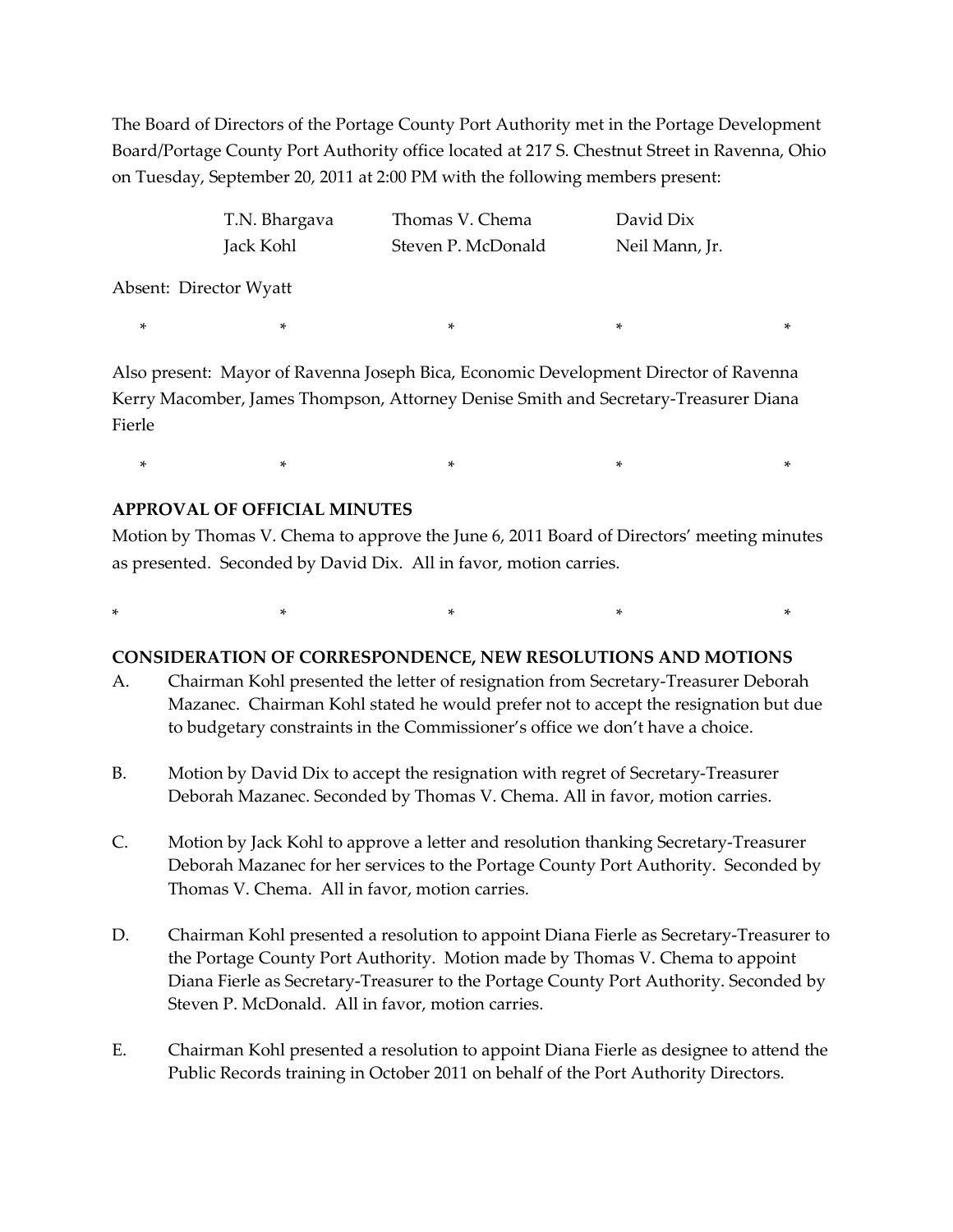The Board of Directors of the Portage County Port Authority met in the Portage Development Board/Portage County Port Authority office located at 217 S. Chestnut Street in Ravenna, Ohio on Tuesday, September 20, 2011 at 2:00 PM with the following members present:

| | | |
|---|---|---|
| T.N. Bhargava | Thomas V. Chema | David Dix |
| Jack Kohl | Steven P. McDonald | Neil Mann, Jr. |

Absent: Director Wyatt

\* \* \* \* \*

Also present: Mayor of Ravenna Joseph Bica, Economic Development Director of Ravenna Kerry Macomber, James Thompson, Attorney Denise Smith and Secretary-Treasurer Diana Fierle

\* \* \* \* \*

**APPROVAL OF OFFICIAL MINUTES**

Motion by Thomas V. Chema to approve the June 6, 2011 Board of Directors' meeting minutes as presented. Seconded by David Dix. All in favor, motion carries.

\* \* \* \* \*

**CONSIDERATION OF CORRESPONDENCE, NEW RESOLUTIONS AND MOTIONS**

A. Chairman Kohl presented the letter of resignation from Secretary-Treasurer Deborah Mazanec. Chairman Kohl stated he would prefer not to accept the resignation but due to budgetary constraints in the Commissioner's office we don't have a choice.

B. Motion by David Dix to accept the resignation with regret of Secretary-Treasurer Deborah Mazanec. Seconded by Thomas V. Chema. All in favor, motion carries.

C. Motion by Jack Kohl to approve a letter and resolution thanking Secretary-Treasurer Deborah Mazanec for her services to the Portage County Port Authority. Seconded by Thomas V. Chema. All in favor, motion carries.

D. Chairman Kohl presented a resolution to appoint Diana Fierle as Secretary-Treasurer to the Portage County Port Authority. Motion made by Thomas V. Chema to appoint Diana Fierle as Secretary-Treasurer to the Portage County Port Authority. Seconded by Steven P. McDonald. All in favor, motion carries.

E. Chairman Kohl presented a resolution to appoint Diana Fierle as designee to attend the Public Records training in October 2011 on behalf of the Port Authority Directors.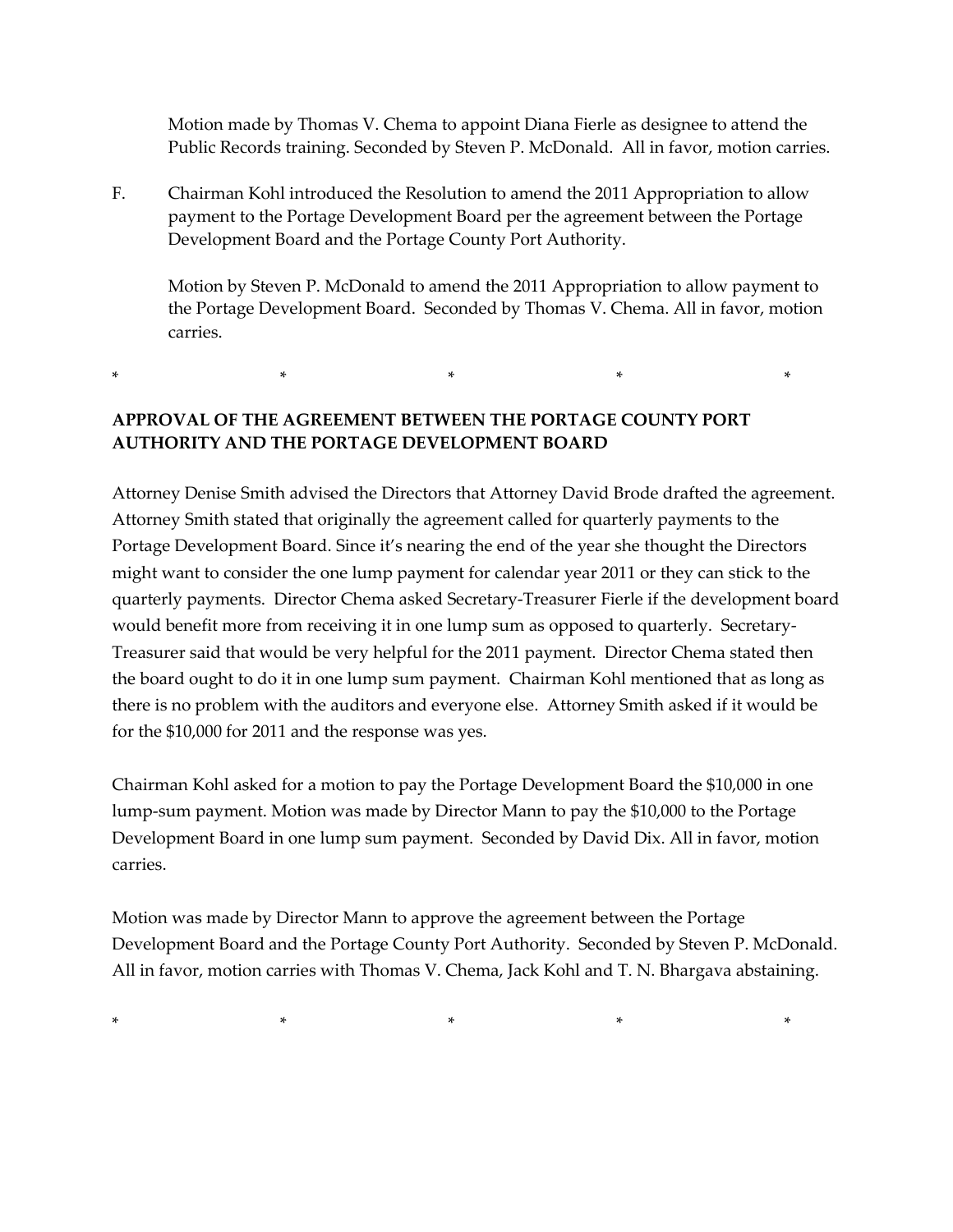Motion made by Thomas V. Chema to appoint Diana Fierle as designee to attend the Public Records training. Seconded by Steven P. McDonald. All in favor, motion carries.

F. Chairman Kohl introduced the Resolution to amend the 2011 Appropriation to allow payment to the Portage Development Board per the agreement between the Portage Development Board and the Portage County Port Authority.

Motion by Steven P. McDonald to amend the 2011 Appropriation to allow payment to the Portage Development Board. Seconded by Thomas V. Chema. All in favor, motion carries.

\* \* \* \* \*

**APPROVAL OF THE AGREEMENT BETWEEN THE PORTAGE COUNTY PORT AUTHORITY AND THE PORTAGE DEVELOPMENT BOARD**

Attorney Denise Smith advised the Directors that Attorney David Brode drafted the agreement. Attorney Smith stated that originally the agreement called for quarterly payments to the Portage Development Board. Since it's nearing the end of the year she thought the Directors might want to consider the one lump payment for calendar year 2011 or they can stick to the quarterly payments. Director Chema asked Secretary-Treasurer Fierle if the development board would benefit more from receiving it in one lump sum as opposed to quarterly. Secretary-Treasurer said that would be very helpful for the 2011 payment. Director Chema stated then the board ought to do it in one lump sum payment. Chairman Kohl mentioned that as long as there is no problem with the auditors and everyone else. Attorney Smith asked if it would be for the $10,000 for 2011 and the response was yes.

Chairman Kohl asked for a motion to pay the Portage Development Board the $10,000 in one lump-sum payment. Motion was made by Director Mann to pay the $10,000 to the Portage Development Board in one lump sum payment. Seconded by David Dix. All in favor, motion carries.

Motion was made by Director Mann to approve the agreement between the Portage Development Board and the Portage County Port Authority. Seconded by Steven P. McDonald. All in favor, motion carries with Thomas V. Chema, Jack Kohl and T. N. Bhargava abstaining.

\* \* \* \* \*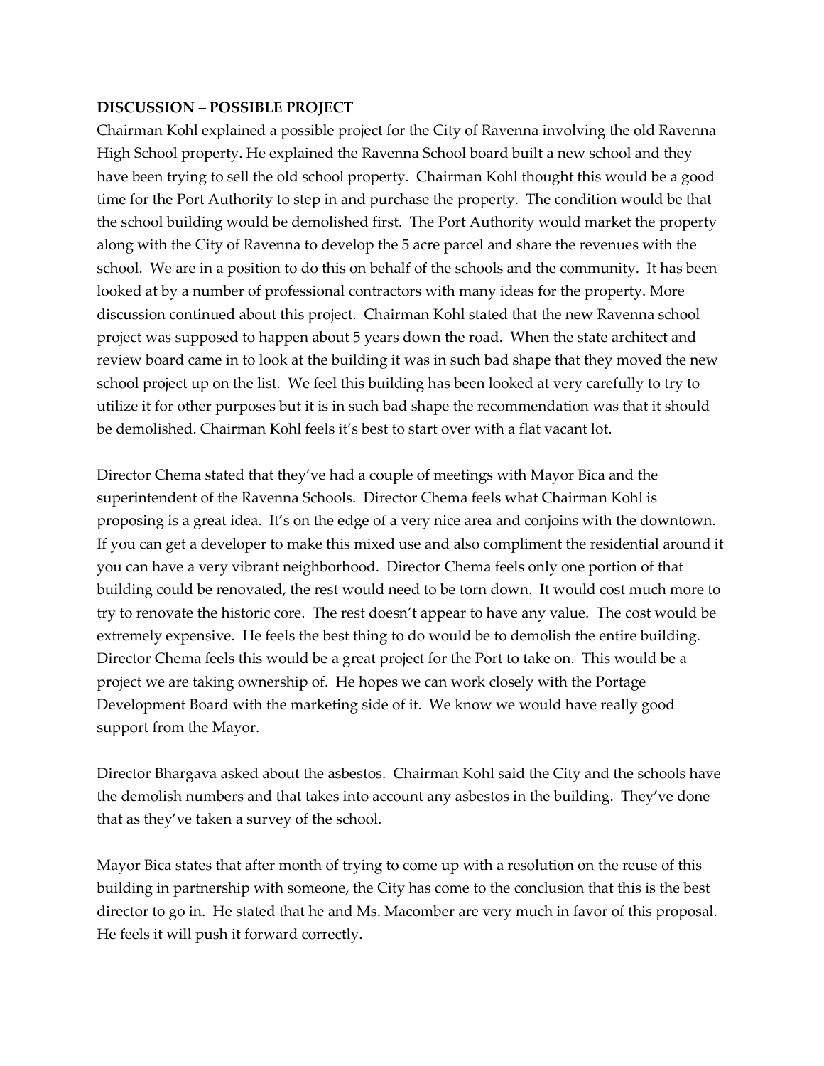**DISCUSSION – POSSIBLE PROJECT**

Chairman Kohl explained a possible project for the City of Ravenna involving the old Ravenna High School property. He explained the Ravenna School board built a new school and they have been trying to sell the old school property. Chairman Kohl thought this would be a good time for the Port Authority to step in and purchase the property. The condition would be that the school building would be demolished first. The Port Authority would market the property along with the City of Ravenna to develop the 5 acre parcel and share the revenues with the school. We are in a position to do this on behalf of the schools and the community. It has been looked at by a number of professional contractors with many ideas for the property. More discussion continued about this project. Chairman Kohl stated that the new Ravenna school project was supposed to happen about 5 years down the road. When the state architect and review board came in to look at the building it was in such bad shape that they moved the new school project up on the list. We feel this building has been looked at very carefully to try to utilize it for other purposes but it is in such bad shape the recommendation was that it should be demolished. Chairman Kohl feels it's best to start over with a flat vacant lot.

Director Chema stated that they've had a couple of meetings with Mayor Bica and the superintendent of the Ravenna Schools. Director Chema feels what Chairman Kohl is proposing is a great idea. It's on the edge of a very nice area and conjoins with the downtown. If you can get a developer to make this mixed use and also compliment the residential around it you can have a very vibrant neighborhood. Director Chema feels only one portion of that building could be renovated, the rest would need to be torn down. It would cost much more to try to renovate the historic core. The rest doesn't appear to have any value. The cost would be extremely expensive. He feels the best thing to do would be to demolish the entire building. Director Chema feels this would be a great project for the Port to take on. This would be a project we are taking ownership of. He hopes we can work closely with the Portage Development Board with the marketing side of it. We know we would have really good support from the Mayor.

Director Bhargava asked about the asbestos. Chairman Kohl said the City and the schools have the demolish numbers and that takes into account any asbestos in the building. They've done that as they've taken a survey of the school.

Mayor Bica states that after month of trying to come up with a resolution on the reuse of this building in partnership with someone, the City has come to the conclusion that this is the best director to go in. He stated that he and Ms. Macomber are very much in favor of this proposal. He feels it will push it forward correctly.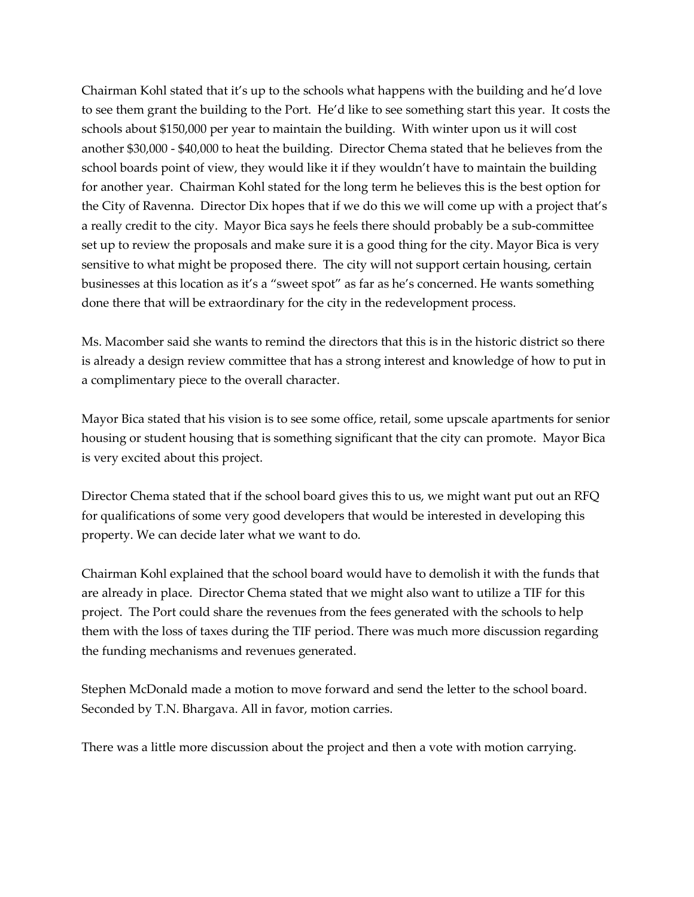Chairman Kohl stated that it's up to the schools what happens with the building and he'd love to see them grant the building to the Port. He'd like to see something start this year. It costs the schools about $150,000 per year to maintain the building. With winter upon us it will cost another $30,000 - $40,000 to heat the building. Director Chema stated that he believes from the school boards point of view, they would like it if they wouldn't have to maintain the building for another year. Chairman Kohl stated for the long term he believes this is the best option for the City of Ravenna. Director Dix hopes that if we do this we will come up with a project that's a really credit to the city. Mayor Bica says he feels there should probably be a sub-committee set up to review the proposals and make sure it is a good thing for the city. Mayor Bica is very sensitive to what might be proposed there. The city will not support certain housing, certain businesses at this location as it's a "sweet spot" as far as he's concerned. He wants something done there that will be extraordinary for the city in the redevelopment process.

Ms. Macomber said she wants to remind the directors that this is in the historic district so there is already a design review committee that has a strong interest and knowledge of how to put in a complimentary piece to the overall character.

Mayor Bica stated that his vision is to see some office, retail, some upscale apartments for senior housing or student housing that is something significant that the city can promote. Mayor Bica is very excited about this project.

Director Chema stated that if the school board gives this to us, we might want put out an RFQ for qualifications of some very good developers that would be interested in developing this property. We can decide later what we want to do.

Chairman Kohl explained that the school board would have to demolish it with the funds that are already in place. Director Chema stated that we might also want to utilize a TIF for this project. The Port could share the revenues from the fees generated with the schools to help them with the loss of taxes during the TIF period. There was much more discussion regarding the funding mechanisms and revenues generated.

Stephen McDonald made a motion to move forward and send the letter to the school board. Seconded by T.N. Bhargava. All in favor, motion carries.

There was a little more discussion about the project and then a vote with motion carrying.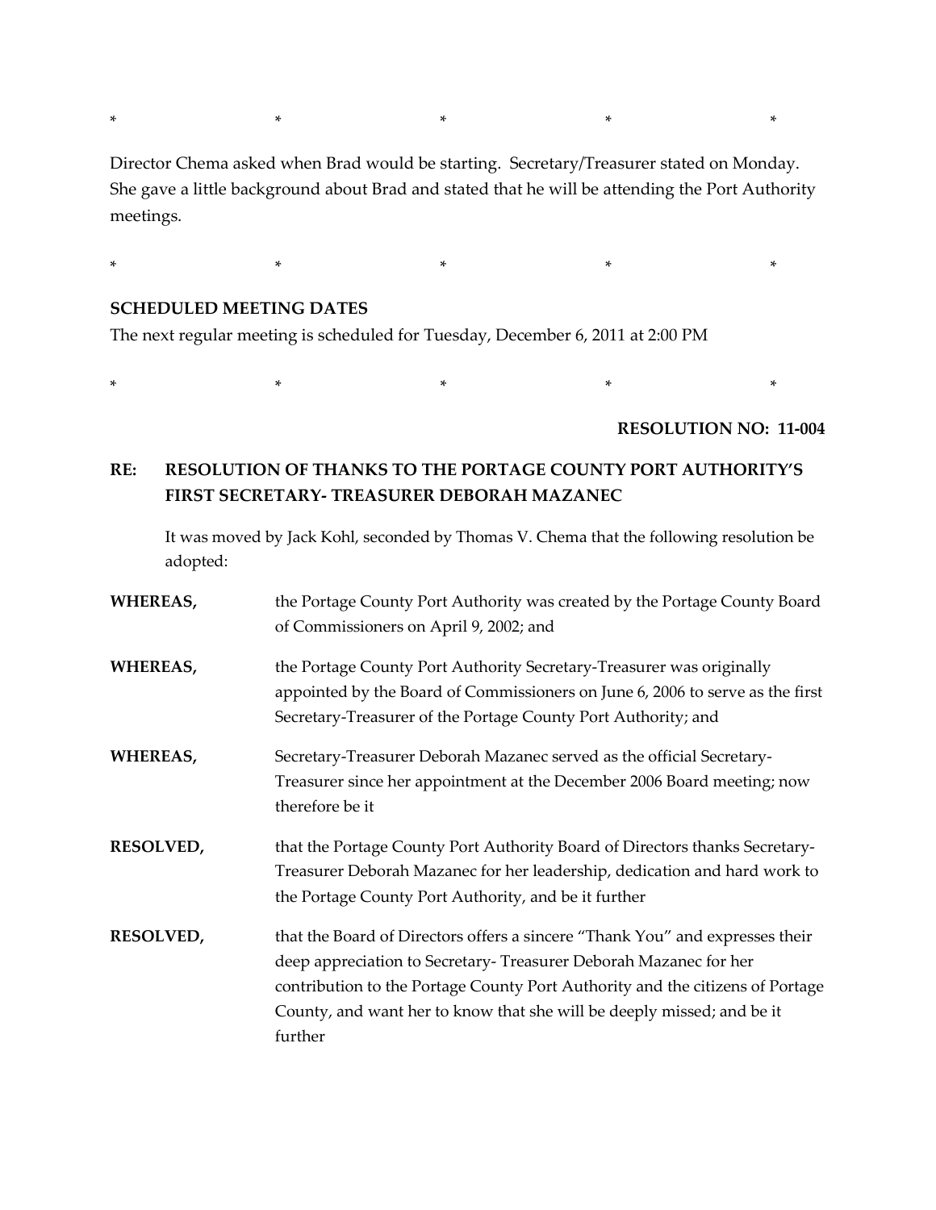\*                    \*                    \*                    \*                    \*

Director Chema asked when Brad would be starting. Secretary/Treasurer stated on Monday. She gave a little background about Brad and stated that he will be attending the Port Authority meetings.

\*                    \*                    \*                    \*                    \*

**SCHEDULED MEETING DATES**

The next regular meeting is scheduled for Tuesday, December 6, 2011 at 2:00 PM

\*                    \*                    \*                    \*                    \*

**RESOLUTION NO: 11-004**

**RE: RESOLUTION OF THANKS TO THE PORTAGE COUNTY PORT AUTHORITY'S FIRST SECRETARY- TREASURER DEBORAH MAZANEC**

It was moved by Jack Kohl, seconded by Thomas V. Chema that the following resolution be adopted:

**WHEREAS,** the Portage County Port Authority was created by the Portage County Board of Commissioners on April 9, 2002; and

**WHEREAS,** the Portage County Port Authority Secretary-Treasurer was originally appointed by the Board of Commissioners on June 6, 2006 to serve as the first Secretary-Treasurer of the Portage County Port Authority; and

**WHEREAS,** Secretary-Treasurer Deborah Mazanec served as the official Secretary-Treasurer since her appointment at the December 2006 Board meeting; now therefore be it

**RESOLVED,** that the Portage County Port Authority Board of Directors thanks Secretary-Treasurer Deborah Mazanec for her leadership, dedication and hard work to the Portage County Port Authority, and be it further

**RESOLVED,** that the Board of Directors offers a sincere "Thank You" and expresses their deep appreciation to Secretary- Treasurer Deborah Mazanec for her contribution to the Portage County Port Authority and the citizens of Portage County, and want her to know that she will be deeply missed; and be it further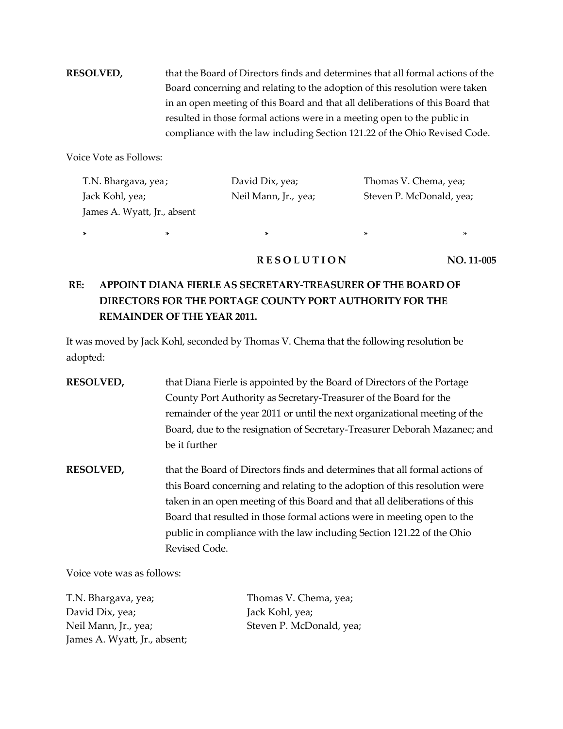**RESOLVED,** that the Board of Directors finds and determines that all formal actions of the Board concerning and relating to the adoption of this resolution were taken in an open meeting of this Board and that all deliberations of this Board that resulted in those formal actions were in a meeting open to the public in compliance with the law including Section 121.22 of the Ohio Revised Code.

Voice Vote as Follows:

T.N. Bhargava, yea; David Dix, yea; Thomas V. Chema, yea;
Jack Kohl, yea; Neil Mann, Jr., yea; Steven P. McDonald, yea;
James A. Wyatt, Jr., absent

\*  \*  \*  \*  \*

**R E S O L U T I O N NO. 11-005**

**RE: APPOINT DIANA FIERLE AS SECRETARY-TREASURER OF THE BOARD OF DIRECTORS FOR THE PORTAGE COUNTY PORT AUTHORITY FOR THE REMAINDER OF THE YEAR 2011.**

It was moved by Jack Kohl, seconded by Thomas V. Chema that the following resolution be adopted:

**RESOLVED,** that Diana Fierle is appointed by the Board of Directors of the Portage County Port Authority as Secretary-Treasurer of the Board for the remainder of the year 2011 or until the next organizational meeting of the Board, due to the resignation of Secretary-Treasurer Deborah Mazanec; and be it further

**RESOLVED,** that the Board of Directors finds and determines that all formal actions of this Board concerning and relating to the adoption of this resolution were taken in an open meeting of this Board and that all deliberations of this Board that resulted in those formal actions were in meeting open to the public in compliance with the law including Section 121.22 of the Ohio Revised Code.

Voice vote was as follows:

T.N. Bhargava, yea; Thomas V. Chema, yea;
David Dix, yea; Jack Kohl, yea;
Neil Mann, Jr., yea; Steven P. McDonald, yea;
James A. Wyatt, Jr., absent;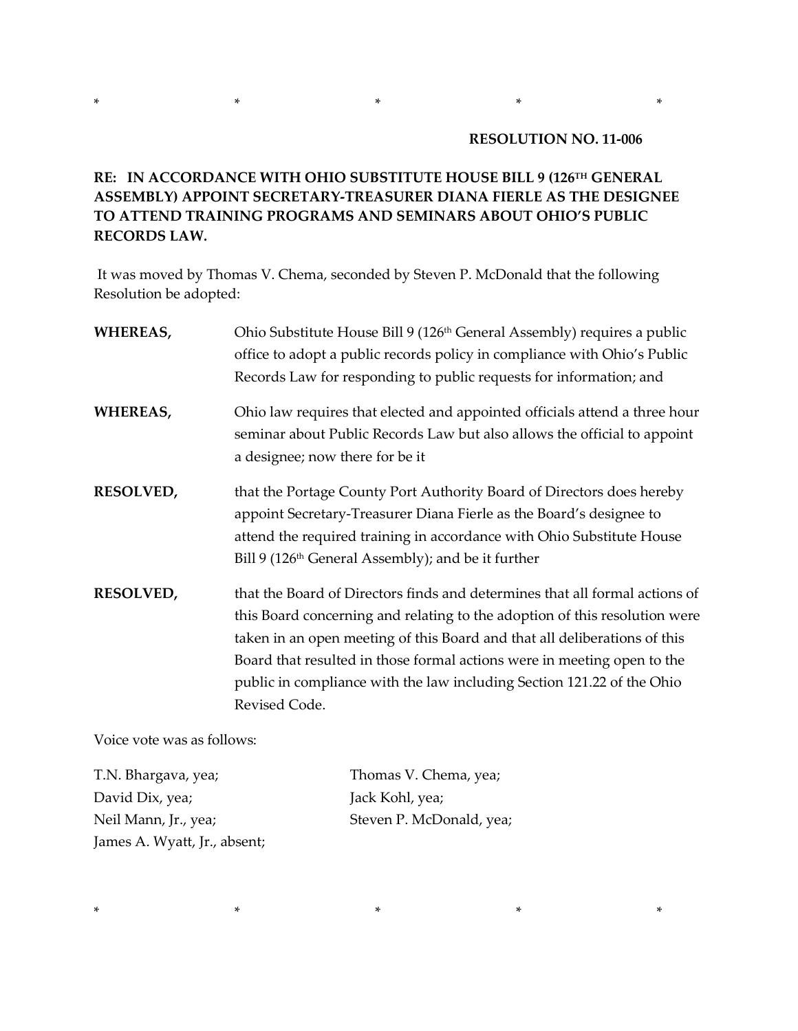\*          \*          \*          \*          \*

**RESOLUTION NO. 11-006**

**RE: IN ACCORDANCE WITH OHIO SUBSTITUTE HOUSE BILL 9 (126TH GENERAL ASSEMBLY) APPOINT SECRETARY-TREASURER DIANA FIERLE AS THE DESIGNEE TO ATTEND TRAINING PROGRAMS AND SEMINARS ABOUT OHIO'S PUBLIC RECORDS LAW.**

It was moved by Thomas V. Chema, seconded by Steven P. McDonald that the following Resolution be adopted:

**WHEREAS,** Ohio Substitute House Bill 9 (126th General Assembly) requires a public office to adopt a public records policy in compliance with Ohio's Public Records Law for responding to public requests for information; and

**WHEREAS,** Ohio law requires that elected and appointed officials attend a three hour seminar about Public Records Law but also allows the official to appoint a designee; now there for be it

**RESOLVED,** that the Portage County Port Authority Board of Directors does hereby appoint Secretary-Treasurer Diana Fierle as the Board's designee to attend the required training in accordance with Ohio Substitute House Bill 9 (126th General Assembly); and be it further

**RESOLVED,** that the Board of Directors finds and determines that all formal actions of this Board concerning and relating to the adoption of this resolution were taken in an open meeting of this Board and that all deliberations of this Board that resulted in those formal actions were in meeting open to the public in compliance with the law including Section 121.22 of the Ohio Revised Code.

Voice vote was as follows:

T.N. Bhargava, yea;
Thomas V. Chema, yea;
David Dix, yea;
Jack Kohl, yea;
Neil Mann, Jr., yea;
Steven P. McDonald, yea;
James A. Wyatt, Jr., absent;

\*          \*          \*          \*          \*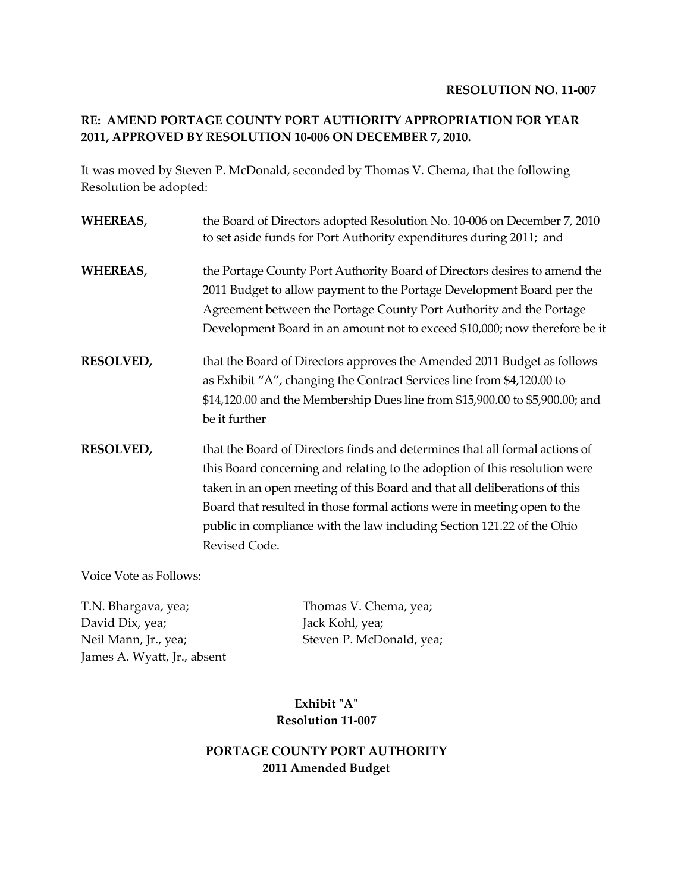**RESOLUTION NO. 11-007**

**RE: AMEND PORTAGE COUNTY PORT AUTHORITY APPROPRIATION FOR YEAR 2011, APPROVED BY RESOLUTION 10-006 ON DECEMBER 7, 2010.**

It was moved by Steven P. McDonald, seconded by Thomas V. Chema, that the following Resolution be adopted:

**WHEREAS,** the Board of Directors adopted Resolution No. 10-006 on December 7, 2010 to set aside funds for Port Authority expenditures during 2011; and

**WHEREAS,** the Portage County Port Authority Board of Directors desires to amend the 2011 Budget to allow payment to the Portage Development Board per the Agreement between the Portage County Port Authority and the Portage Development Board in an amount not to exceed $10,000; now therefore be it

**RESOLVED,** that the Board of Directors approves the Amended 2011 Budget as follows as Exhibit "A", changing the Contract Services line from $4,120.00 to $14,120.00 and the Membership Dues line from $15,900.00 to $5,900.00; and be it further

**RESOLVED,** that the Board of Directors finds and determines that all formal actions of this Board concerning and relating to the adoption of this resolution were taken in an open meeting of this Board and that all deliberations of this Board that resulted in those formal actions were in meeting open to the public in compliance with the law including Section 121.22 of the Ohio Revised Code.

Voice Vote as Follows:

T.N. Bhargava, yea;
David Dix, yea;
Neil Mann, Jr., yea;
James A. Wyatt, Jr., absent
Thomas V. Chema, yea;
Jack Kohl, yea;
Steven P. McDonald, yea;

**Exhibit "A"**
**Resolution 11-007**

**PORTAGE COUNTY PORT AUTHORITY**
**2011 Amended Budget**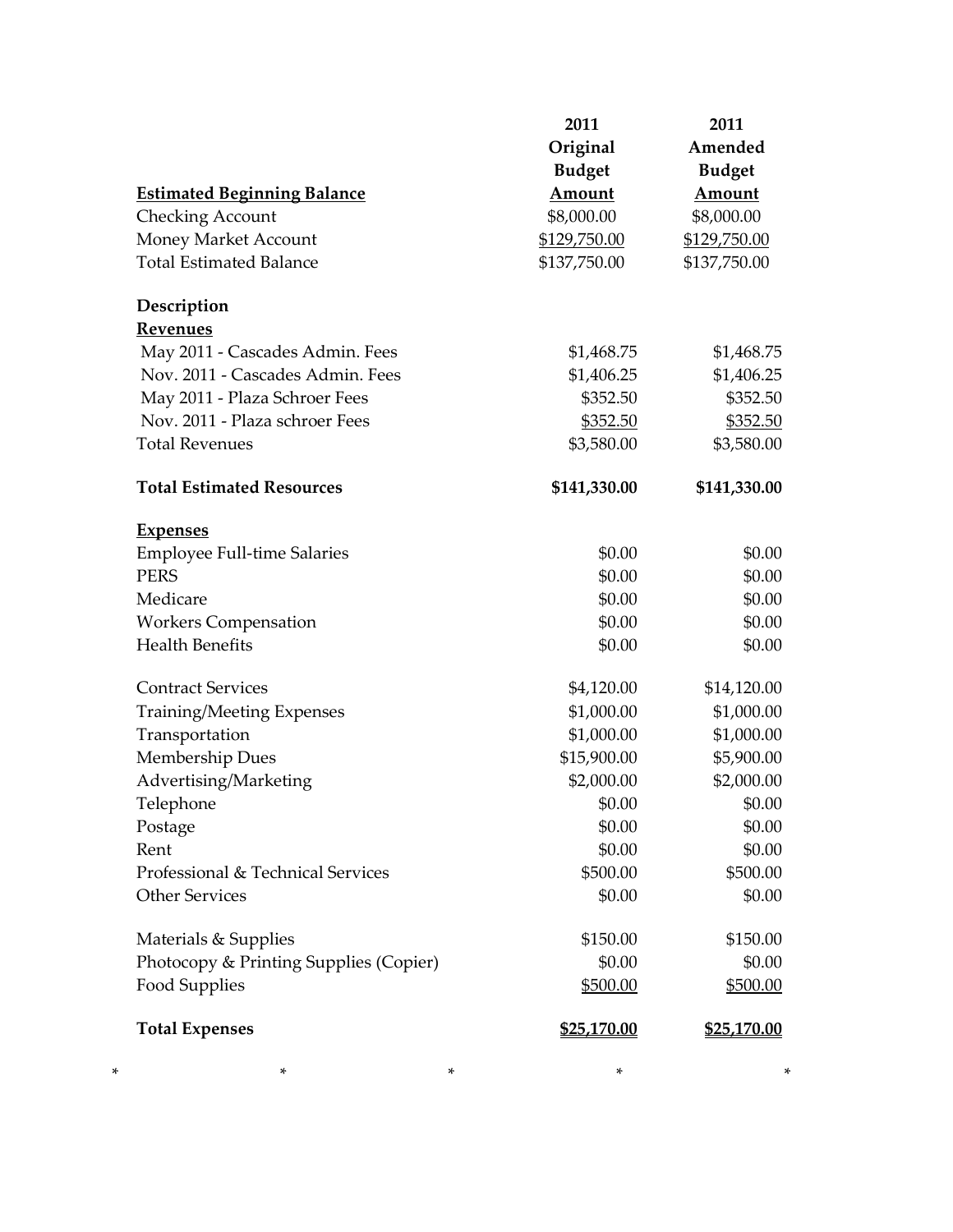| Estimated Beginning Balance | 2011 Original Budget Amount | 2011 Amended Budget Amount |
|---|---|---|
| Checking Account | $8,000.00 | $8,000.00 |
| Money Market Account | $129,750.00 | $129,750.00 |
| Total Estimated Balance | $137,750.00 | $137,750.00 |
| | | |
| **Description** | | |
| **Revenues** | | |
| May 2011 - Cascades Admin. Fees | $1,468.75 | $1,468.75 |
| Nov. 2011 - Cascades Admin. Fees | $1,406.25 | $1,406.25 |
| May 2011 - Plaza Schroer Fees | $352.50 | $352.50 |
| Nov. 2011 - Plaza schroer Fees | $352.50 | $352.50 |
| Total Revenues | $3,580.00 | $3,580.00 |
| | | |
| **Total Estimated Resources** | **$141,330.00** | **$141,330.00** |
| | | |
| **Expenses** | | |
| Employee Full-time Salaries | $0.00 | $0.00 |
| PERS | $0.00 | $0.00 |
| Medicare | $0.00 | $0.00 |
| Workers Compensation | $0.00 | $0.00 |
| Health Benefits | $0.00 | $0.00 |
| | | |
| Contract Services | $4,120.00 | $14,120.00 |
| Training/Meeting Expenses | $1,000.00 | $1,000.00 |
| Transportation | $1,000.00 | $1,000.00 |
| Membership Dues | $15,900.00 | $5,900.00 |
| Advertising/Marketing | $2,000.00 | $2,000.00 |
| Telephone | $0.00 | $0.00 |
| Postage | $0.00 | $0.00 |
| Rent | $0.00 | $0.00 |
| Professional & Technical Services | $500.00 | $500.00 |
| Other Services | $0.00 | $0.00 |
| | | |
| Materials & Supplies | $150.00 | $150.00 |
| Photocopy & Printing Supplies (Copier) | $0.00 | $0.00 |
| Food Supplies | $500.00 | $500.00 |
| | | |
| **Total Expenses** | **$25,170.00** | **$25,170.00** |

\* \* \* \* \*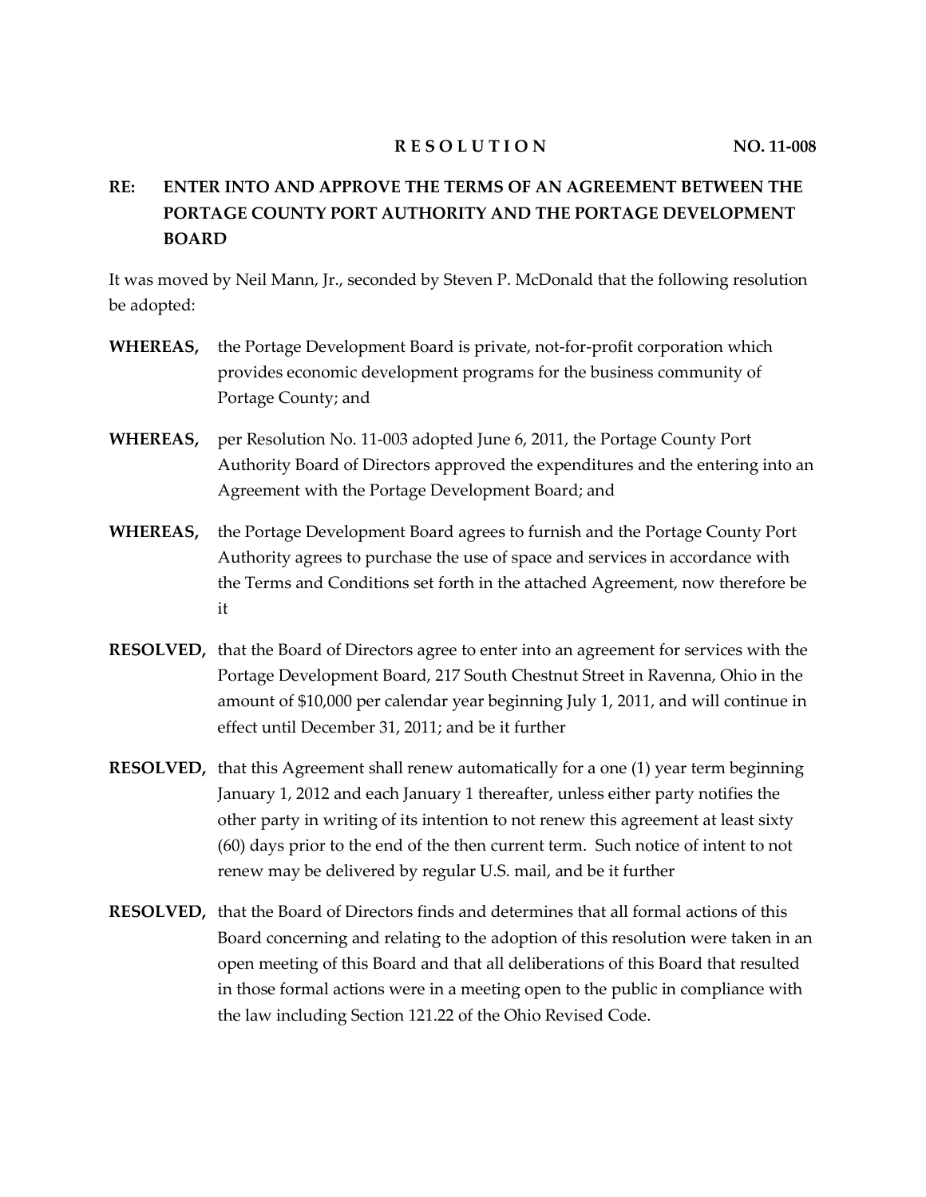**R E S O L U T I O N NO. 11-008**

**RE: ENTER INTO AND APPROVE THE TERMS OF AN AGREEMENT BETWEEN THE PORTAGE COUNTY PORT AUTHORITY AND THE PORTAGE DEVELOPMENT BOARD**

It was moved by Neil Mann, Jr., seconded by Steven P. McDonald that the following resolution be adopted:

**WHEREAS,** the Portage Development Board is private, not-for-profit corporation which provides economic development programs for the business community of Portage County; and

**WHEREAS,** per Resolution No. 11-003 adopted June 6, 2011, the Portage County Port Authority Board of Directors approved the expenditures and the entering into an Agreement with the Portage Development Board; and

**WHEREAS,** the Portage Development Board agrees to furnish and the Portage County Port Authority agrees to purchase the use of space and services in accordance with the Terms and Conditions set forth in the attached Agreement, now therefore be it

**RESOLVED,** that the Board of Directors agree to enter into an agreement for services with the Portage Development Board, 217 South Chestnut Street in Ravenna, Ohio in the amount of $10,000 per calendar year beginning July 1, 2011, and will continue in effect until December 31, 2011; and be it further

**RESOLVED,** that this Agreement shall renew automatically for a one (1) year term beginning January 1, 2012 and each January 1 thereafter, unless either party notifies the other party in writing of its intention to not renew this agreement at least sixty (60) days prior to the end of the then current term. Such notice of intent to not renew may be delivered by regular U.S. mail, and be it further

**RESOLVED,** that the Board of Directors finds and determines that all formal actions of this Board concerning and relating to the adoption of this resolution were taken in an open meeting of this Board and that all deliberations of this Board that resulted in those formal actions were in a meeting open to the public in compliance with the law including Section 121.22 of the Ohio Revised Code.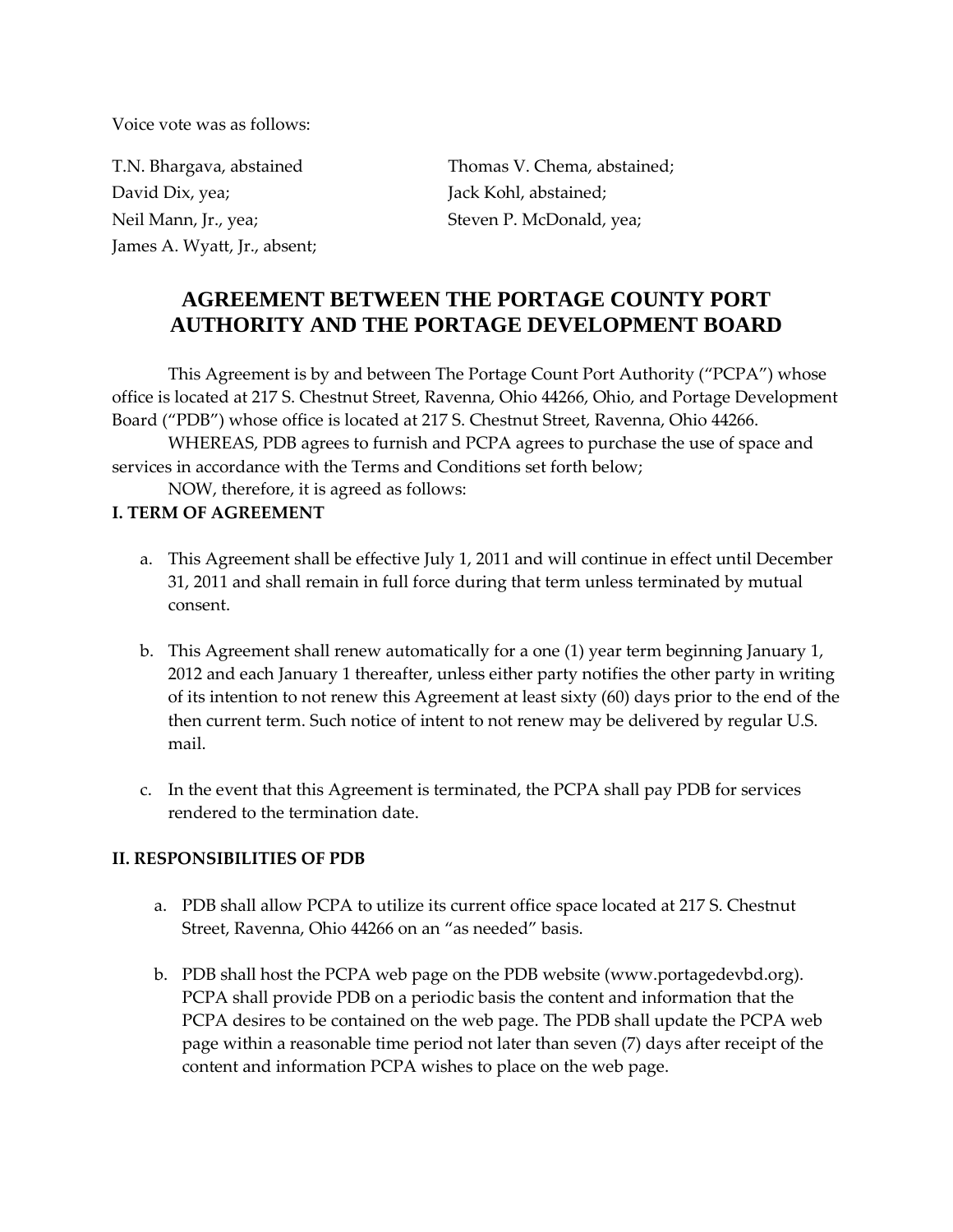Voice vote was as follows:

T.N. Bhargava, abstained
Thomas V. Chema, abstained;
David Dix, yea;
Jack Kohl, abstained;
Neil Mann, Jr., yea;
Steven P. McDonald, yea;
James A. Wyatt, Jr., absent;

# AGREEMENT BETWEEN THE PORTAGE COUNTY PORT AUTHORITY AND THE PORTAGE DEVELOPMENT BOARD

This Agreement is by and between The Portage Count Port Authority ("PCPA") whose office is located at 217 S. Chestnut Street, Ravenna, Ohio 44266, Ohio, and Portage Development Board ("PDB") whose office is located at 217 S. Chestnut Street, Ravenna, Ohio 44266.

WHEREAS, PDB agrees to furnish and PCPA agrees to purchase the use of space and services in accordance with the Terms and Conditions set forth below;

NOW, therefore, it is agreed as follows:

**I. TERM OF AGREEMENT**

a. This Agreement shall be effective July 1, 2011 and will continue in effect until December 31, 2011 and shall remain in full force during that term unless terminated by mutual consent.

b. This Agreement shall renew automatically for a one (1) year term beginning January 1, 2012 and each January 1 thereafter, unless either party notifies the other party in writing of its intention to not renew this Agreement at least sixty (60) days prior to the end of the then current term. Such notice of intent to not renew may be delivered by regular U.S. mail.

c. In the event that this Agreement is terminated, the PCPA shall pay PDB for services rendered to the termination date.

**II. RESPONSIBILITIES OF PDB**

a. PDB shall allow PCPA to utilize its current office space located at 217 S. Chestnut Street, Ravenna, Ohio 44266 on an "as needed" basis.

b. PDB shall host the PCPA web page on the PDB website (www.portagedevbd.org). PCPA shall provide PDB on a periodic basis the content and information that the PCPA desires to be contained on the web page. The PDB shall update the PCPA web page within a reasonable time period not later than seven (7) days after receipt of the content and information PCPA wishes to place on the web page.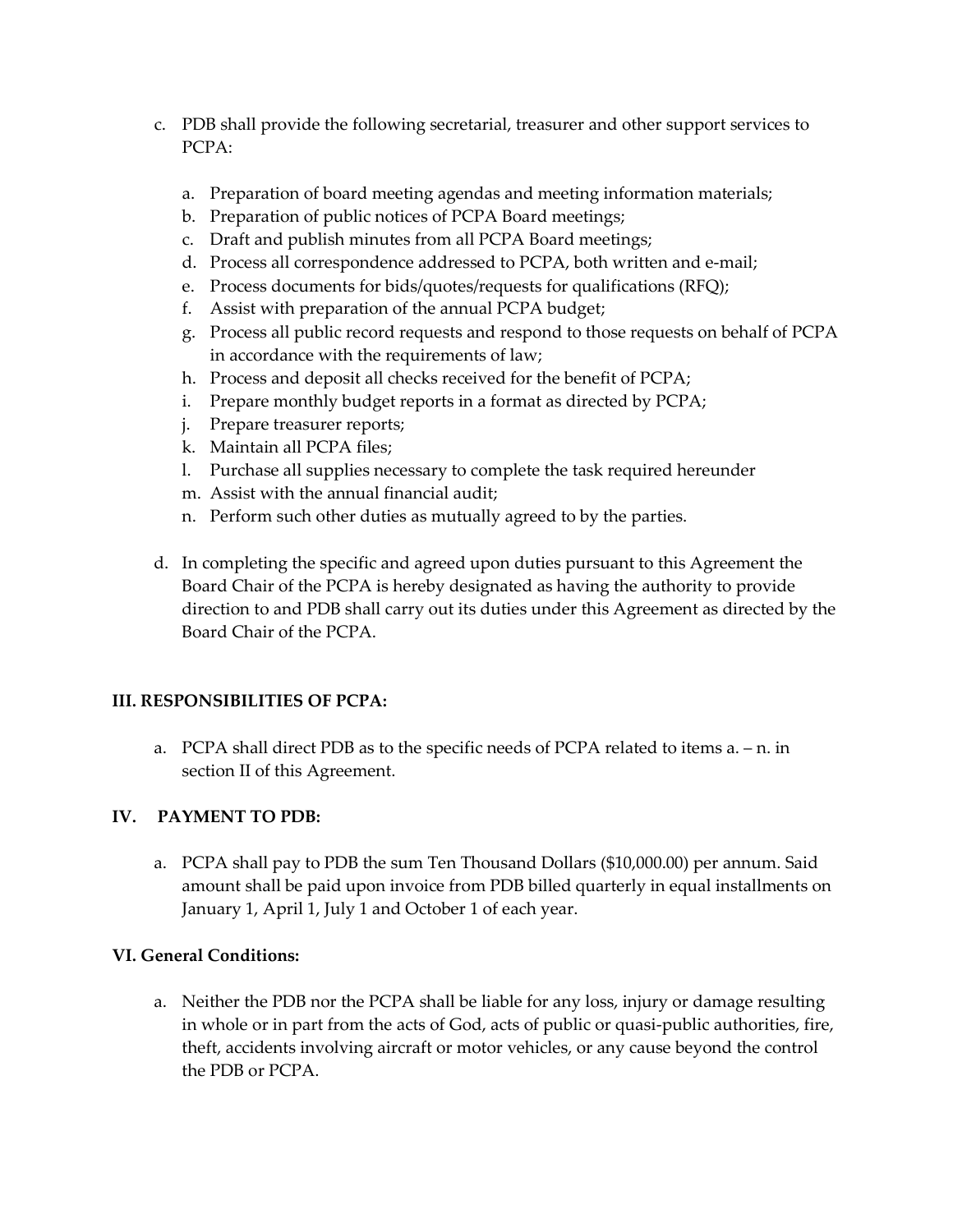c. PDB shall provide the following secretarial, treasurer and other support services to PCPA:

    a. Preparation of board meeting agendas and meeting information materials;
    b. Preparation of public notices of PCPA Board meetings;
    c. Draft and publish minutes from all PCPA Board meetings;
    d. Process all correspondence addressed to PCPA, both written and e-mail;
    e. Process documents for bids/quotes/requests for qualifications (RFQ);
    f. Assist with preparation of the annual PCPA budget;
    g. Process all public record requests and respond to those requests on behalf of PCPA in accordance with the requirements of law;
    h. Process and deposit all checks received for the benefit of PCPA;
    i. Prepare monthly budget reports in a format as directed by PCPA;
    j. Prepare treasurer reports;
    k. Maintain all PCPA files;
    l. Purchase all supplies necessary to complete the task required hereunder
    m. Assist with the annual financial audit;
    n. Perform such other duties as mutually agreed to by the parties.

d. In completing the specific and agreed upon duties pursuant to this Agreement the Board Chair of the PCPA is hereby designated as having the authority to provide direction to and PDB shall carry out its duties under this Agreement as directed by the Board Chair of the PCPA.

**III. RESPONSIBILITIES OF PCPA:**

a. PCPA shall direct PDB as to the specific needs of PCPA related to items a. – n. in section II of this Agreement.

**IV. PAYMENT TO PDB:**

a. PCPA shall pay to PDB the sum Ten Thousand Dollars ($10,000.00) per annum. Said amount shall be paid upon invoice from PDB billed quarterly in equal installments on January 1, April 1, July 1 and October 1 of each year.

**VI. General Conditions:**

a. Neither the PDB nor the PCPA shall be liable for any loss, injury or damage resulting in whole or in part from the acts of God, acts of public or quasi-public authorities, fire, theft, accidents involving aircraft or motor vehicles, or any cause beyond the control the PDB or PCPA.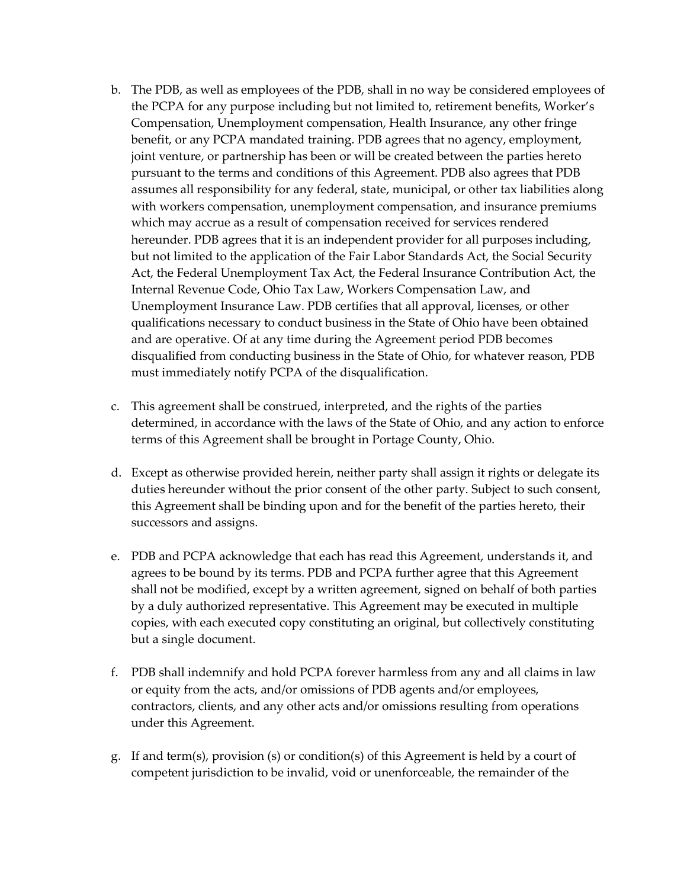b. The PDB, as well as employees of the PDB, shall in no way be considered employees of the PCPA for any purpose including but not limited to, retirement benefits, Worker's Compensation, Unemployment compensation, Health Insurance, any other fringe benefit, or any PCPA mandated training. PDB agrees that no agency, employment, joint venture, or partnership has been or will be created between the parties hereto pursuant to the terms and conditions of this Agreement. PDB also agrees that PDB assumes all responsibility for any federal, state, municipal, or other tax liabilities along with workers compensation, unemployment compensation, and insurance premiums which may accrue as a result of compensation received for services rendered hereunder. PDB agrees that it is an independent provider for all purposes including, but not limited to the application of the Fair Labor Standards Act, the Social Security Act, the Federal Unemployment Tax Act, the Federal Insurance Contribution Act, the Internal Revenue Code, Ohio Tax Law, Workers Compensation Law, and Unemployment Insurance Law. PDB certifies that all approval, licenses, or other qualifications necessary to conduct business in the State of Ohio have been obtained and are operative. Of at any time during the Agreement period PDB becomes disqualified from conducting business in the State of Ohio, for whatever reason, PDB must immediately notify PCPA of the disqualification.

c. This agreement shall be construed, interpreted, and the rights of the parties determined, in accordance with the laws of the State of Ohio, and any action to enforce terms of this Agreement shall be brought in Portage County, Ohio.

d. Except as otherwise provided herein, neither party shall assign it rights or delegate its duties hereunder without the prior consent of the other party. Subject to such consent, this Agreement shall be binding upon and for the benefit of the parties hereto, their successors and assigns.

e. PDB and PCPA acknowledge that each has read this Agreement, understands it, and agrees to be bound by its terms. PDB and PCPA further agree that this Agreement shall not be modified, except by a written agreement, signed on behalf of both parties by a duly authorized representative. This Agreement may be executed in multiple copies, with each executed copy constituting an original, but collectively constituting but a single document.

f. PDB shall indemnify and hold PCPA forever harmless from any and all claims in law or equity from the acts, and/or omissions of PDB agents and/or employees, contractors, clients, and any other acts and/or omissions resulting from operations under this Agreement.

g. If and term(s), provision (s) or condition(s) of this Agreement is held by a court of competent jurisdiction to be invalid, void or unenforceable, the remainder of the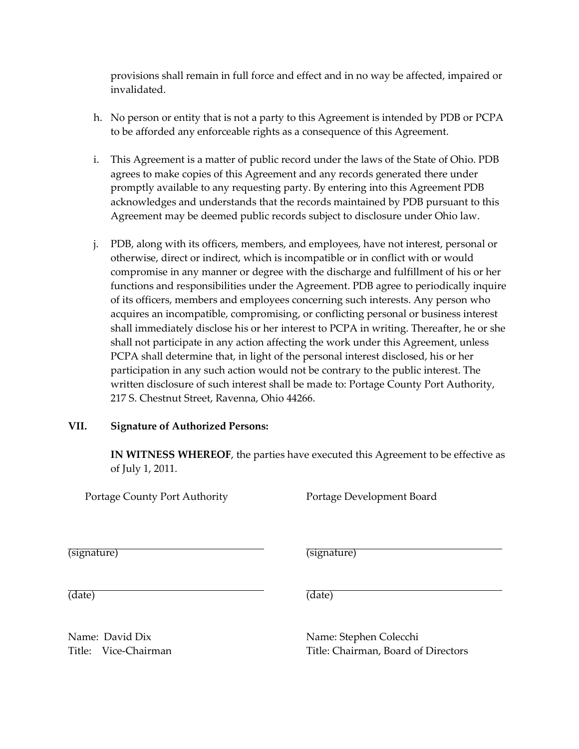provisions shall remain in full force and effect and in no way be affected, impaired or invalidated.

h. No person or entity that is not a party to this Agreement is intended by PDB or PCPA to be afforded any enforceable rights as a consequence of this Agreement.

i. This Agreement is a matter of public record under the laws of the State of Ohio. PDB agrees to make copies of this Agreement and any records generated there under promptly available to any requesting party. By entering into this Agreement PDB acknowledges and understands that the records maintained by PDB pursuant to this Agreement may be deemed public records subject to disclosure under Ohio law.

j. PDB, along with its officers, members, and employees, have not interest, personal or otherwise, direct or indirect, which is incompatible or in conflict with or would compromise in any manner or degree with the discharge and fulfillment of his or her functions and responsibilities under the Agreement. PDB agree to periodically inquire of its officers, members and employees concerning such interests. Any person who acquires an incompatible, compromising, or conflicting personal or business interest shall immediately disclose his or her interest to PCPA in writing. Thereafter, he or she shall not participate in any action affecting the work under this Agreement, unless PCPA shall determine that, in light of the personal interest disclosed, his or her participation in any such action would not be contrary to the public interest. The written disclosure of such interest shall be made to: Portage County Port Authority, 217 S. Chestnut Street, Ravenna, Ohio 44266.

**VII. Signature of Authorized Persons:**

**IN WITNESS WHEREOF**, the parties have executed this Agreement to be effective as of July 1, 2011.

Portage County Port Authority

_______________________________
(signature)

_______________________________
(date)

Name: David Dix
Title: Vice-Chairman

Portage Development Board

_______________________________
(signature)

_______________________________
(date)

Name: Stephen Colecchi
Title: Chairman, Board of Directors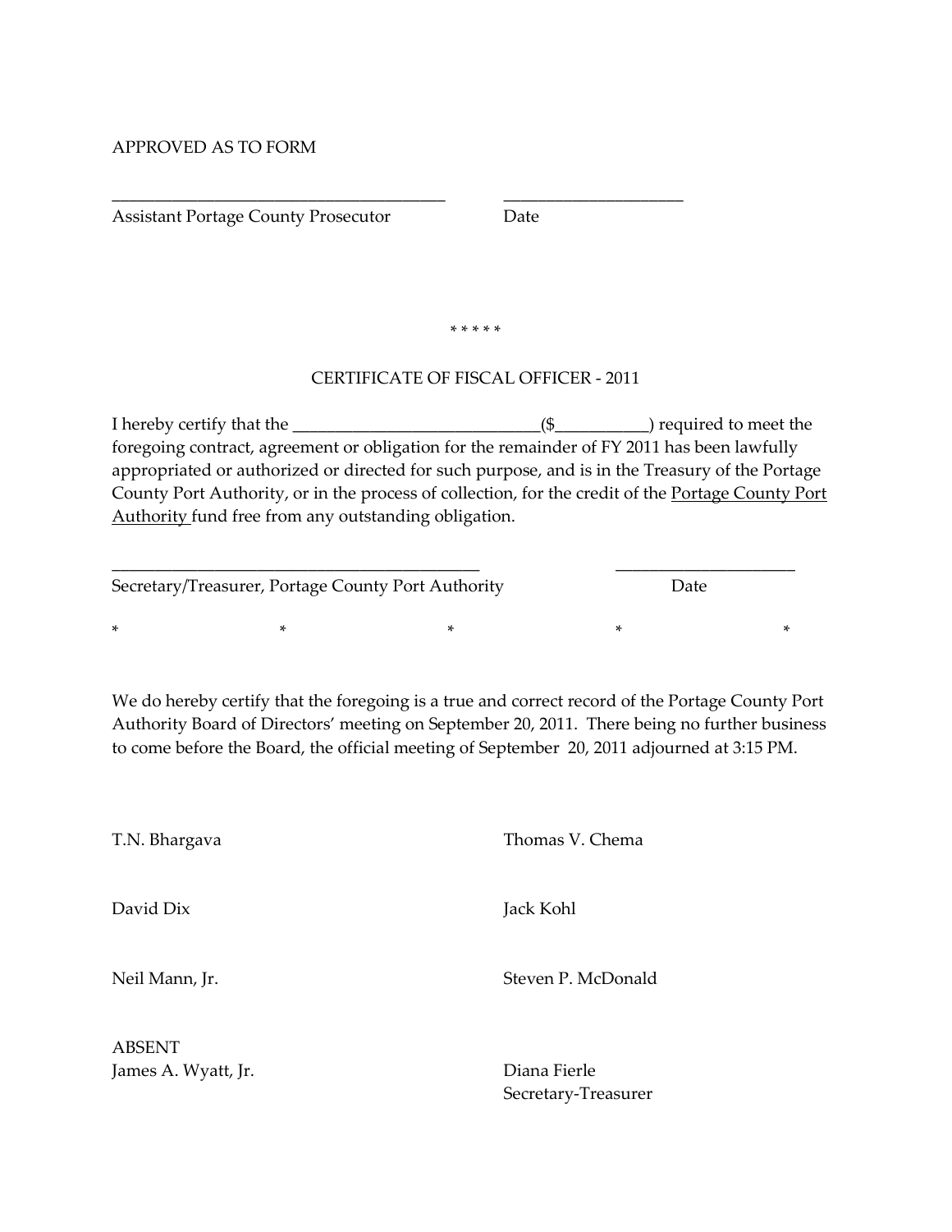APPROVED AS TO FORM

_______________________________________ ____________________

Assistant Portage County Prosecutor Date

* * * * *

CERTIFICATE OF FISCAL OFFICER - 2011

I hereby certify that the ____________________________($__________) required to meet the foregoing contract, agreement or obligation for the remainder of FY 2011 has been lawfully appropriated or authorized or directed for such purpose, and is in the Treasury of the Portage County Port Authority, or in the process of collection, for the credit of the Portage County Port Authority fund free from any outstanding obligation.

____________________________________________ ____________________

Secretary/Treasurer, Portage County Port Authority Date

* * * * *

We do hereby certify that the foregoing is a true and correct record of the Portage County Port Authority Board of Directors' meeting on September 20, 2011. There being no further business to come before the Board, the official meeting of September 20, 2011 adjourned at 3:15 PM.

T.N. Bhargava

Thomas V. Chema

David Dix

Jack Kohl

Neil Mann, Jr.

Steven P. McDonald

ABSENT
James A. Wyatt, Jr.

Diana Fierle
Secretary-Treasurer